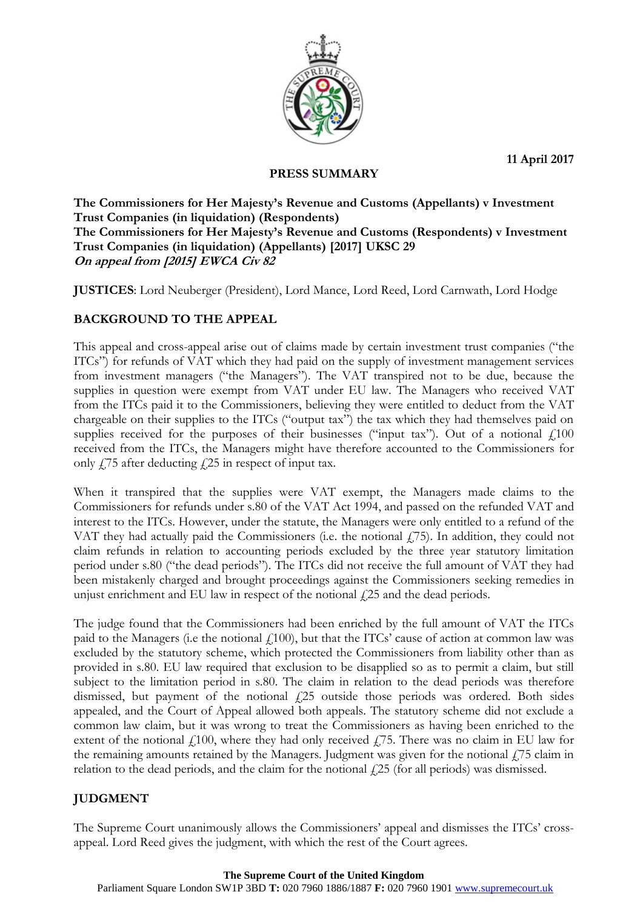11 April 2017

**PRESS SUMMARY**

**The Commissioners for Her Majesty's Revenue and Customs (Appellants) v Investment Trust Companies (in liquidation) (Respondents)**
**The Commissioners for Her Majesty's Revenue and Customs (Respondents) v Investment Trust Companies (in liquidation) (Appellants) [2017] UKSC 29**
***On appeal from [2015] EWCA Civ 82***

**JUSTICES**: Lord Neuberger (President), Lord Mance, Lord Reed, Lord Carnwath, Lord Hodge

## BACKGROUND TO THE APPEAL

This appeal and cross-appeal arise out of claims made by certain investment trust companies ("the ITCs") for refunds of VAT which they had paid on the supply of investment management services from investment managers ("the Managers"). The VAT transpired not to be due, because the supplies in question were exempt from VAT under EU law. The Managers who received VAT from the ITCs paid it to the Commissioners, believing they were entitled to deduct from the VAT chargeable on their supplies to the ITCs ("output tax") the tax which they had themselves paid on supplies received for the purposes of their businesses ("input tax"). Out of a notional £100 received from the ITCs, the Managers might have therefore accounted to the Commissioners for only £75 after deducting £25 in respect of input tax.

When it transpired that the supplies were VAT exempt, the Managers made claims to the Commissioners for refunds under s.80 of the VAT Act 1994, and passed on the refunded VAT and interest to the ITCs. However, under the statute, the Managers were only entitled to a refund of the VAT they had actually paid the Commissioners (i.e. the notional £75). In addition, they could not claim refunds in relation to accounting periods excluded by the three year statutory limitation period under s.80 ("the dead periods"). The ITCs did not receive the full amount of VAT they had been mistakenly charged and brought proceedings against the Commissioners seeking remedies in unjust enrichment and EU law in respect of the notional £25 and the dead periods.

The judge found that the Commissioners had been enriched by the full amount of VAT the ITCs paid to the Managers (i.e the notional £100), but that the ITCs' cause of action at common law was excluded by the statutory scheme, which protected the Commissioners from liability other than as provided in s.80. EU law required that exclusion to be disapplied so as to permit a claim, but still subject to the limitation period in s.80. The claim in relation to the dead periods was therefore dismissed, but payment of the notional £25 outside those periods was ordered. Both sides appealed, and the Court of Appeal allowed both appeals. The statutory scheme did not exclude a common law claim, but it was wrong to treat the Commissioners as having been enriched to the extent of the notional £100, where they had only received £75. There was no claim in EU law for the remaining amounts retained by the Managers. Judgment was given for the notional £75 claim in relation to the dead periods, and the claim for the notional £25 (for all periods) was dismissed.

## JUDGMENT

The Supreme Court unanimously allows the Commissioners' appeal and dismisses the ITCs' cross-appeal. Lord Reed gives the judgment, with which the rest of the Court agrees.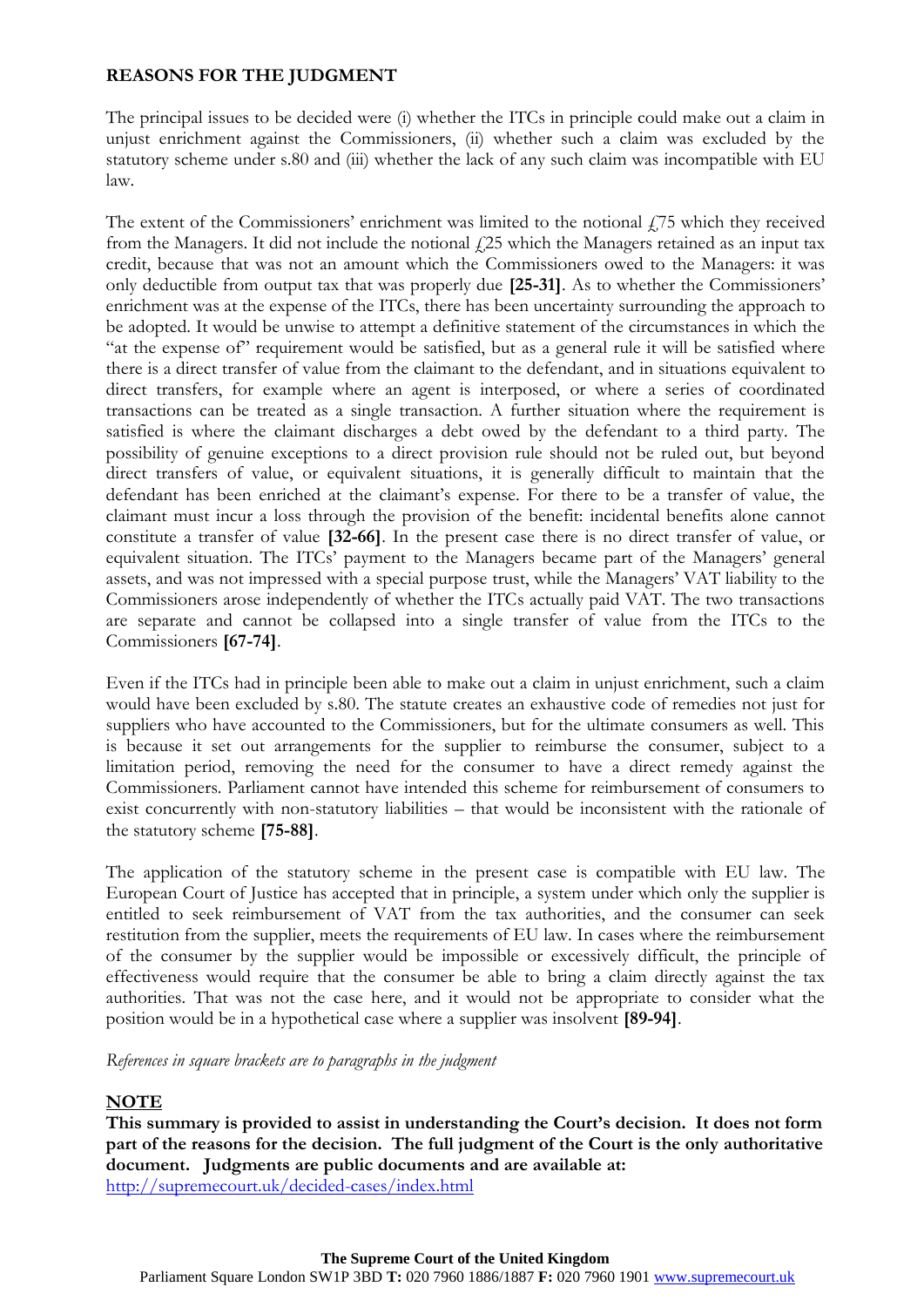**REASONS FOR THE JUDGMENT**

The principal issues to be decided were (i) whether the ITCs in principle could make out a claim in unjust enrichment against the Commissioners, (ii) whether such a claim was excluded by the statutory scheme under s.80 and (iii) whether the lack of any such claim was incompatible with EU law.

The extent of the Commissioners' enrichment was limited to the notional £75 which they received from the Managers. It did not include the notional £25 which the Managers retained as an input tax credit, because that was not an amount which the Commissioners owed to the Managers: it was only deductible from output tax that was properly due **[25-31]**. As to whether the Commissioners' enrichment was at the expense of the ITCs, there has been uncertainty surrounding the approach to be adopted. It would be unwise to attempt a definitive statement of the circumstances in which the "at the expense of" requirement would be satisfied, but as a general rule it will be satisfied where there is a direct transfer of value from the claimant to the defendant, and in situations equivalent to direct transfers, for example where an agent is interposed, or where a series of coordinated transactions can be treated as a single transaction. A further situation where the requirement is satisfied is where the claimant discharges a debt owed by the defendant to a third party. The possibility of genuine exceptions to a direct provision rule should not be ruled out, but beyond direct transfers of value, or equivalent situations, it is generally difficult to maintain that the defendant has been enriched at the claimant's expense. For there to be a transfer of value, the claimant must incur a loss through the provision of the benefit: incidental benefits alone cannot constitute a transfer of value **[32-66]**. In the present case there is no direct transfer of value, or equivalent situation. The ITCs' payment to the Managers became part of the Managers' general assets, and was not impressed with a special purpose trust, while the Managers' VAT liability to the Commissioners arose independently of whether the ITCs actually paid VAT. The two transactions are separate and cannot be collapsed into a single transfer of value from the ITCs to the Commissioners **[67-74]**.

Even if the ITCs had in principle been able to make out a claim in unjust enrichment, such a claim would have been excluded by s.80. The statute creates an exhaustive code of remedies not just for suppliers who have accounted to the Commissioners, but for the ultimate consumers as well. This is because it set out arrangements for the supplier to reimburse the consumer, subject to a limitation period, removing the need for the consumer to have a direct remedy against the Commissioners. Parliament cannot have intended this scheme for reimbursement of consumers to exist concurrently with non-statutory liabilities – that would be inconsistent with the rationale of the statutory scheme **[75-88]**.

The application of the statutory scheme in the present case is compatible with EU law. The European Court of Justice has accepted that in principle, a system under which only the supplier is entitled to seek reimbursement of VAT from the tax authorities, and the consumer can seek restitution from the supplier, meets the requirements of EU law. In cases where the reimbursement of the consumer by the supplier would be impossible or excessively difficult, the principle of effectiveness would require that the consumer be able to bring a claim directly against the tax authorities. That was not the case here, and it would not be appropriate to consider what the position would be in a hypothetical case where a supplier was insolvent **[89-94]**.

*References in square brackets are to paragraphs in the judgment*

**NOTE**

**This summary is provided to assist in understanding the Court's decision. It does not form part of the reasons for the decision. The full judgment of the Court is the only authoritative document. Judgments are public documents and are available at:**
http://supremecourt.uk/decided-cases/index.html